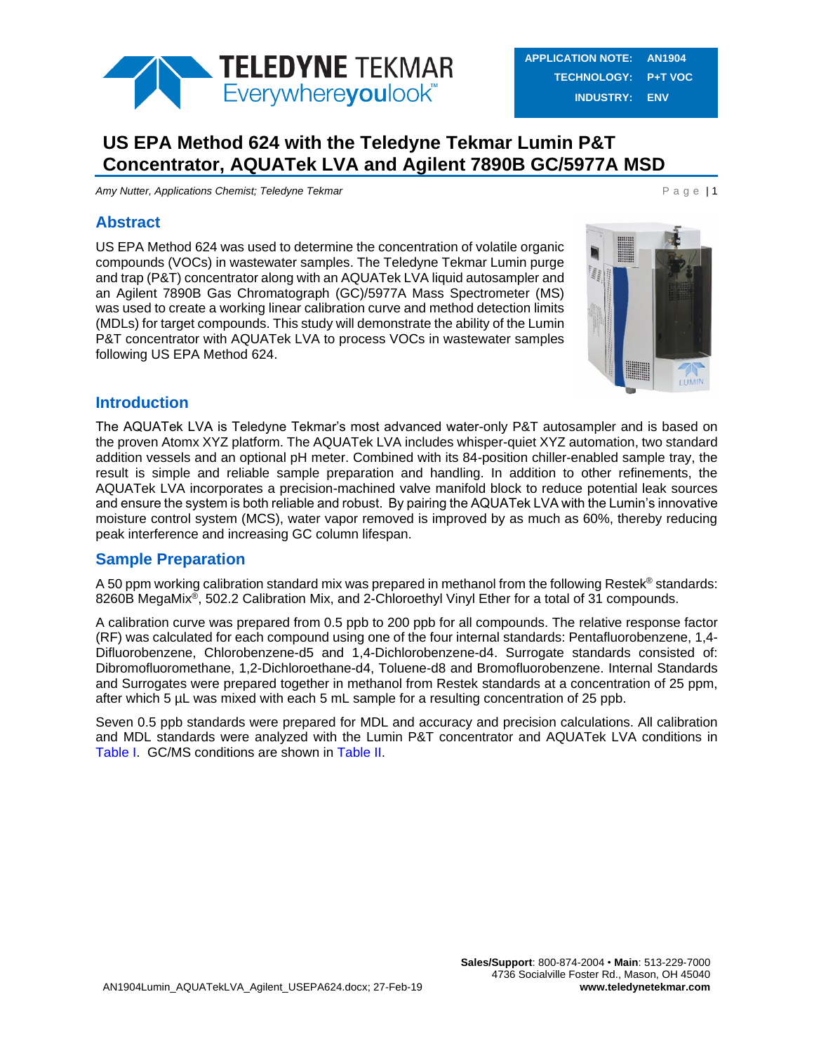| APPLICATION NOTE: | AN1904 |
| --- | --- |
| TECHNOLOGY: | P+T VOC |
| INDUSTRY: | ENV |

# US EPA Method 624 with the Teledyne Tekmar Lumin P&T Concentrator, AQUATek LVA and Agilent 7890B GC/5977A MSD

*Amy Nutter, Applications Chemist; Teledyne Tekmar*

## Abstract

US EPA Method 624 was used to determine the concentration of volatile organic compounds (VOCs) in wastewater samples. The Teledyne Tekmar Lumin purge and trap (P&T) concentrator along with an AQUATek LVA liquid autosampler and an Agilent 7890B Gas Chromatograph (GC)/5977A Mass Spectrometer (MS) was used to create a working linear calibration curve and method detection limits (MDLs) for target compounds. This study will demonstrate the ability of the Lumin P&T concentrator with AQUATek LVA to process VOCs in wastewater samples following US EPA Method 624.

## Introduction

The AQUATek LVA is Teledyne Tekmar's most advanced water-only P&T autosampler and is based on the proven Atomx XYZ platform. The AQUATek LVA includes whisper-quiet XYZ automation, two standard addition vessels and an optional pH meter. Combined with its 84-position chiller-enabled sample tray, the result is simple and reliable sample preparation and handling. In addition to other refinements, the AQUATek LVA incorporates a precision-machined valve manifold block to reduce potential leak sources and ensure the system is both reliable and robust. By pairing the AQUATek LVA with the Lumin's innovative moisture control system (MCS), water vapor removed is improved by as much as 60%, thereby reducing peak interference and increasing GC column lifespan.

## Sample Preparation

A 50 ppm working calibration standard mix was prepared in methanol from the following Restek® standards: 8260B MegaMix®, 502.2 Calibration Mix, and 2-Chloroethyl Vinyl Ether for a total of 31 compounds.

A calibration curve was prepared from 0.5 ppb to 200 ppb for all compounds. The relative response factor (RF) was calculated for each compound using one of the four internal standards: Pentafluorobenzene, 1,4-Difluorobenzene, Chlorobenzene-d5 and 1,4-Dichlorobenzene-d4. Surrogate standards consisted of: Dibromofluoromethane, 1,2-Dichloroethane-d4, Toluene-d8 and Bromofluorobenzene. Internal Standards and Surrogates were prepared together in methanol from Restek standards at a concentration of 25 ppm, after which 5 µL was mixed with each 5 mL sample for a resulting concentration of 25 ppb.

Seven 0.5 ppb standards were prepared for MDL and accuracy and precision calculations. All calibration and MDL standards were analyzed with the Lumin P&T concentrator and AQUATek LVA conditions in Table I. GC/MS conditions are shown in Table II.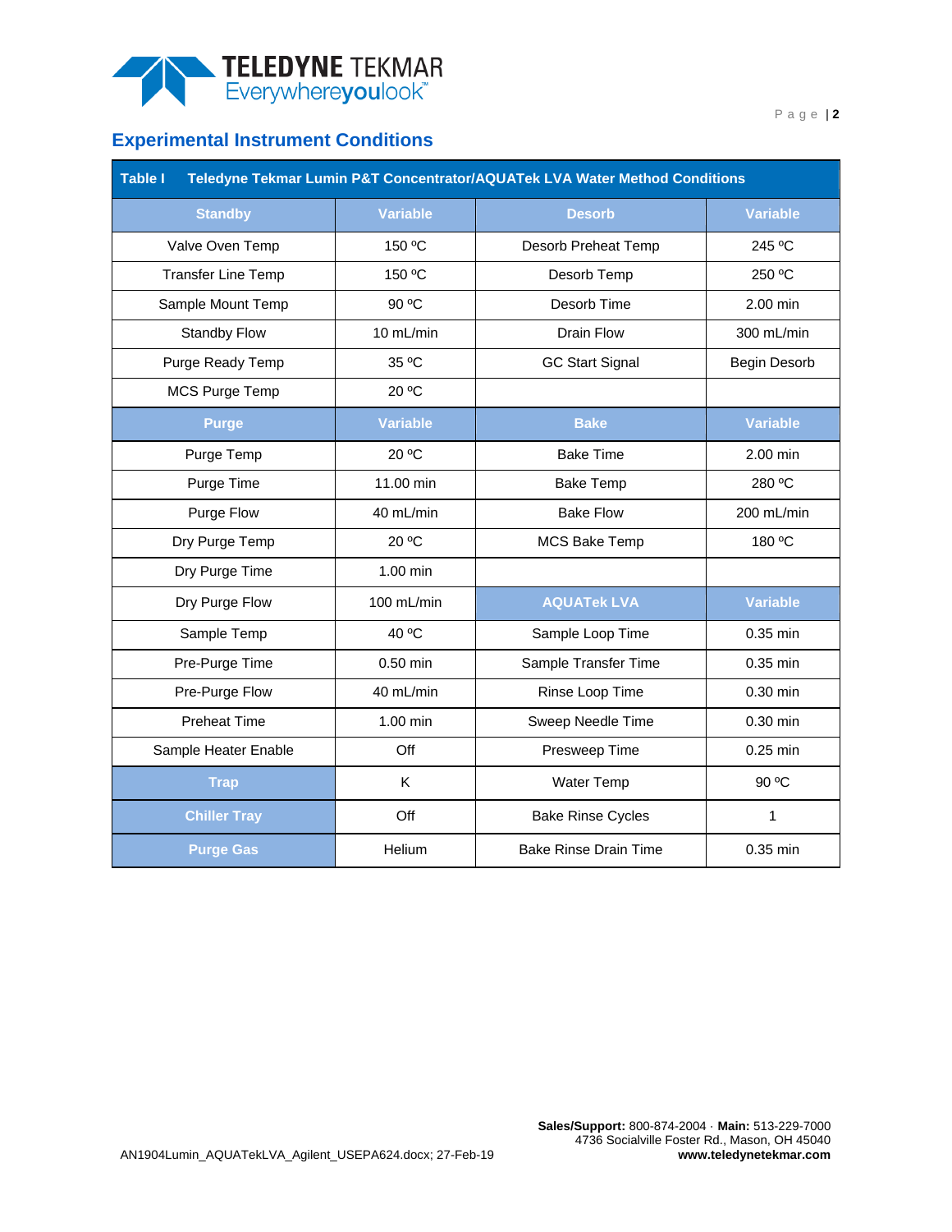## Experimental Instrument Conditions

| Table I | Teledyne Tekmar Lumin P&T Concentrator/AQUATek LVA Water Method Conditions | | |
|---|---|---|---|
| **Standby** | **Variable** | **Desorb** | **Variable** |
| Valve Oven Temp | 150 ºC | Desorb Preheat Temp | 245 ºC |
| Transfer Line Temp | 150 ºC | Desorb Temp | 250 ºC |
| Sample Mount Temp | 90 ºC | Desorb Time | 2.00 min |
| Standby Flow | 10 mL/min | Drain Flow | 300 mL/min |
| Purge Ready Temp | 35 ºC | GC Start Signal | Begin Desorb |
| MCS Purge Temp | 20 ºC | | |
| **Purge** | **Variable** | **Bake** | **Variable** |
| Purge Temp | 20 ºC | Bake Time | 2.00 min |
| Purge Time | 11.00 min | Bake Temp | 280 ºC |
| Purge Flow | 40 mL/min | Bake Flow | 200 mL/min |
| Dry Purge Temp | 20 ºC | MCS Bake Temp | 180 ºC |
| Dry Purge Time | 1.00 min | | |
| Dry Purge Flow | 100 mL/min | **AQUATek LVA** | **Variable** |
| Sample Temp | 40 ºC | Sample Loop Time | 0.35 min |
| Pre-Purge Time | 0.50 min | Sample Transfer Time | 0.35 min |
| Pre-Purge Flow | 40 mL/min | Rinse Loop Time | 0.30 min |
| Preheat Time | 1.00 min | Sweep Needle Time | 0.30 min |
| Sample Heater Enable | Off | Presweep Time | 0.25 min |
| **Trap** | K | Water Temp | 90 ºC |
| **Chiller Tray** | Off | Bake Rinse Cycles | 1 |
| **Purge Gas** | Helium | Bake Rinse Drain Time | 0.35 min |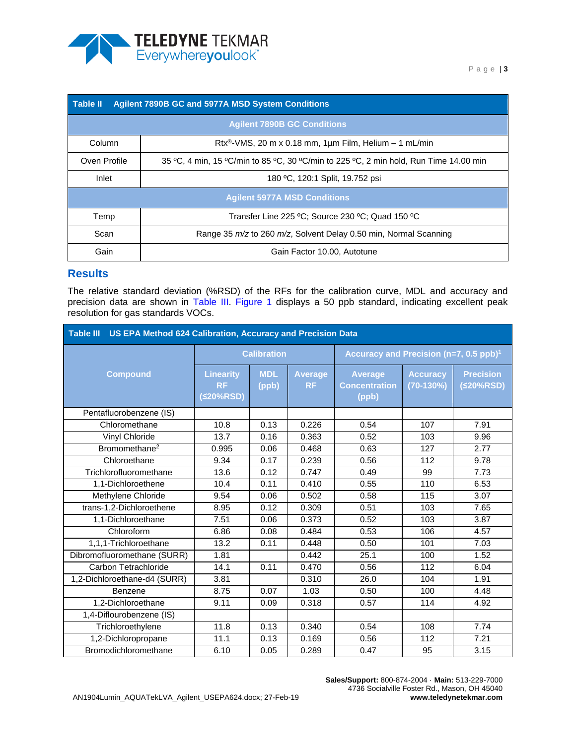| Table II Agilent 7890B GC and 5977A MSD System Conditions | |
|---|---|
| **Agilent 7890B GC Conditions** | |
| Column | Rtx®-VMS, 20 m x 0.18 mm, 1µm Film, Helium – 1 mL/min |
| Oven Profile | 35 ºC, 4 min, 15 ºC/min to 85 ºC, 30 ºC/min to 225 ºC, 2 min hold, Run Time 14.00 min |
| Inlet | 180 ºC, 120:1 Split, 19.752 psi |
| **Agilent 5977A MSD Conditions** | |
| Temp | Transfer Line 225 ºC; Source 230 ºC; Quad 150 ºC |
| Scan | Range 35 *m/z* to 260 *m/z*, Solvent Delay 0.50 min, Normal Scanning |
| Gain | Gain Factor 10.00, Autotune |

## Results

The relative standard deviation (%RSD) of the RFs for the calibration curve, MDL and accuracy and precision data are shown in Table III. Figure 1 displays a 50 ppb standard, indicating excellent peak resolution for gas standards VOCs.

| Table III US EPA Method 624 Calibration, Accuracy and Precision Data | | | | | | |
|---|---|---|---|---|---|---|
| Compound | Calibration | | | Accuracy and Precision (n=7, 0.5 ppb)[1] | | |
| | Linearity RF (≤20%RSD) | MDL (ppb) | Average RF | Average Concentration (ppb) | Accuracy (70-130%) | Precision (≤20%RSD) |
| Pentafluorobenzene (IS) | | | | | | |
| Chloromethane | 10.8 | 0.13 | 0.226 | 0.54 | 107 | 7.91 |
| Vinyl Chloride | 13.7 | 0.16 | 0.363 | 0.52 | 103 | 9.96 |
| Bromomethane[2] | 0.995 | 0.06 | 0.468 | 0.63 | 127 | 2.77 |
| Chloroethane | 9.34 | 0.17 | 0.239 | 0.56 | 112 | 9.78 |
| Trichlorofluoromethane | 13.6 | 0.12 | 0.747 | 0.49 | 99 | 7.73 |
| 1,1-Dichloroethene | 10.4 | 0.11 | 0.410 | 0.55 | 110 | 6.53 |
| Methylene Chloride | 9.54 | 0.06 | 0.502 | 0.58 | 115 | 3.07 |
| trans-1,2-Dichloroethene | 8.95 | 0.12 | 0.309 | 0.51 | 103 | 7.65 |
| 1,1-Dichloroethane | 7.51 | 0.06 | 0.373 | 0.52 | 103 | 3.87 |
| Chloroform | 6.86 | 0.08 | 0.484 | 0.53 | 106 | 4.57 |
| 1,1,1-Trichloroethane | 13.2 | 0.11 | 0.448 | 0.50 | 101 | 7.03 |
| Dibromofluoromethane (SURR) | 1.81 | | 0.442 | 25.1 | 100 | 1.52 |
| Carbon Tetrachloride | 14.1 | 0.11 | 0.470 | 0.56 | 112 | 6.04 |
| 1,2-Dichloroethane-d4 (SURR) | 3.81 | | 0.310 | 26.0 | 104 | 1.91 |
| Benzene | 8.75 | 0.07 | 1.03 | 0.50 | 100 | 4.48 |
| 1,2-Dichloroethane | 9.11 | 0.09 | 0.318 | 0.57 | 114 | 4.92 |
| 1,4-Diflourobenzene (IS) | | | | | | |
| Trichloroethylene | 11.8 | 0.13 | 0.340 | 0.54 | 108 | 7.74 |
| 1,2-Dichloropropane | 11.1 | 0.13 | 0.169 | 0.56 | 112 | 7.21 |
| Bromodichloromethane | 6.10 | 0.05 | 0.289 | 0.47 | 95 | 3.15 |

**Sales/Support:** 800-874-2004 · **Main:** 513-229-7000
4736 Socialville Foster Rd., Mason, OH 45040
**www.teledynetekmar.com**

AN1904Lumin_AQUATekLVA_Agilent_USEPA624.docx; 27-Feb-19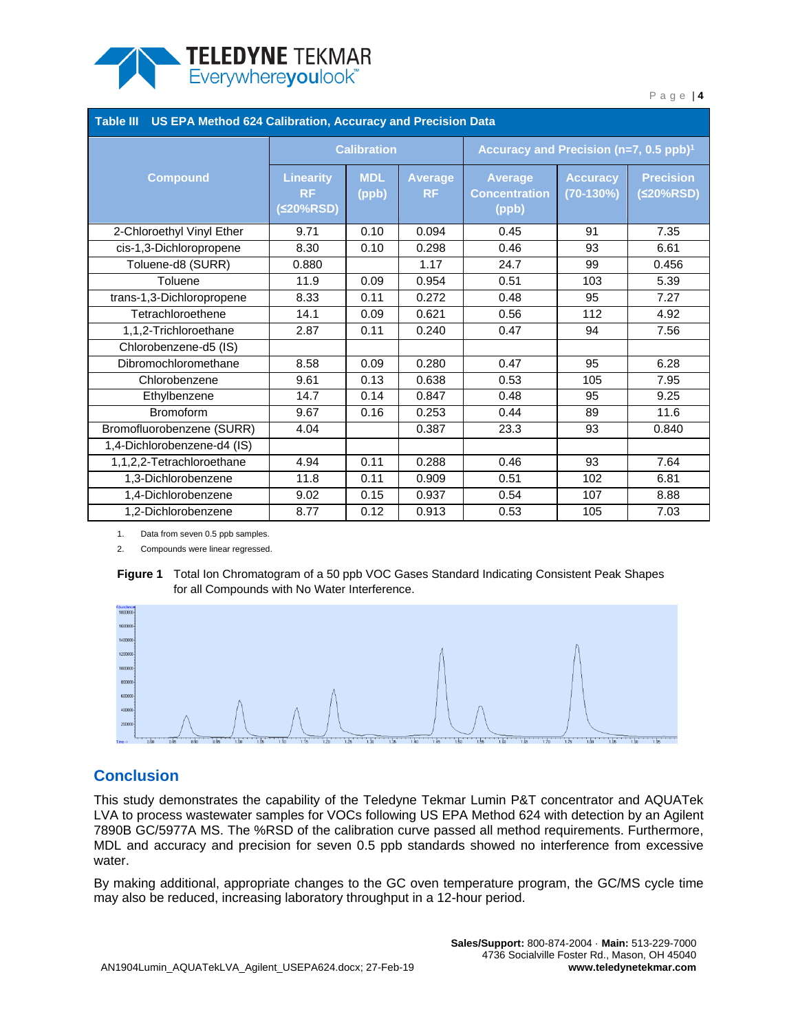**Table III US EPA Method 624 Calibration, Accuracy and Precision Data**

| Compound | Calibration | | | Accuracy and Precision (n=7, 0.5 ppb)[1] | | |
|---|---|---|---|---|---|---|
| | Linearity RF (≤20%RSD) | MDL (ppb) | Average RF | Average Concentration (ppb) | Accuracy (70-130%) | Precision (≤20%RSD) |
| 2-Chloroethyl Vinyl Ether | 9.71 | 0.10 | 0.094 | 0.45 | 91 | 7.35 |
| cis-1,3-Dichloropropene | 8.30 | 0.10 | 0.298 | 0.46 | 93 | 6.61 |
| Toluene-d8 (SURR) | 0.880 | | 1.17 | 24.7 | 99 | 0.456 |
| Toluene | 11.9 | 0.09 | 0.954 | 0.51 | 103 | 5.39 |
| trans-1,3-Dichloropropene | 8.33 | 0.11 | 0.272 | 0.48 | 95 | 7.27 |
| Tetrachloroethene | 14.1 | 0.09 | 0.621 | 0.56 | 112 | 4.92 |
| 1,1,2-Trichloroethane | 2.87 | 0.11 | 0.240 | 0.47 | 94 | 7.56 |
| Chlorobenzene-d5 (IS) | | | | | | |
| Dibromochloromethane | 8.58 | 0.09 | 0.280 | 0.47 | 95 | 6.28 |
| Chlorobenzene | 9.61 | 0.13 | 0.638 | 0.53 | 105 | 7.95 |
| Ethylbenzene | 14.7 | 0.14 | 0.847 | 0.48 | 95 | 9.25 |
| Bromoform | 9.67 | 0.16 | 0.253 | 0.44 | 89 | 11.6 |
| Bromofluorobenzene (SURR) | 4.04 | | 0.387 | 23.3 | 93 | 0.840 |
| 1,4-Dichlorobenzene-d4 (IS) | | | | | | |
| 1,1,2,2-Tetrachloroethane | 4.94 | 0.11 | 0.288 | 0.46 | 93 | 7.64 |
| 1,3-Dichlorobenzene | 11.8 | 0.11 | 0.909 | 0.51 | 102 | 6.81 |
| 1,4-Dichlorobenzene | 9.02 | 0.15 | 0.937 | 0.54 | 107 | 8.88 |
| 1,2-Dichlorobenzene | 8.77 | 0.12 | 0.913 | 0.53 | 105 | 7.03 |

1. Data from seven 0.5 ppb samples.
2. Compounds were linear regressed.

**Figure 1** Total Ion Chromatogram of a 50 ppb VOC Gases Standard Indicating Consistent Peak Shapes for all Compounds with No Water Interference.

## Conclusion

This study demonstrates the capability of the Teledyne Tekmar Lumin P&T concentrator and AQUATek LVA to process wastewater samples for VOCs following US EPA Method 624 with detection by an Agilent 7890B GC/5977A MS. The %RSD of the calibration curve passed all method requirements. Furthermore, MDL and accuracy and precision for seven 0.5 ppb standards showed no interference from excessive water.

By making additional, appropriate changes to the GC oven temperature program, the GC/MS cycle time may also be reduced, increasing laboratory throughput in a 12-hour period.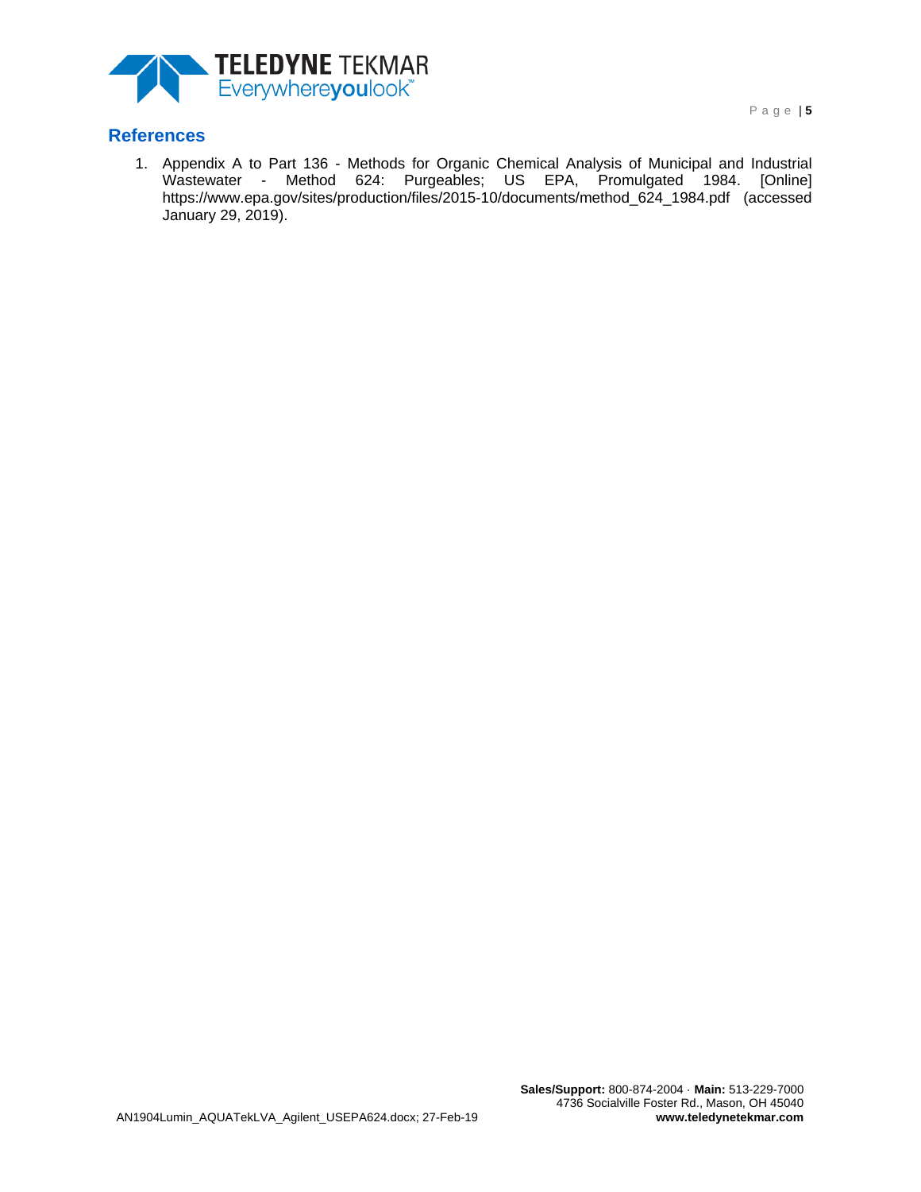## References

1. Appendix A to Part 136 - Methods for Organic Chemical Analysis of Municipal and Industrial Wastewater - Method 624: Purgeables; US EPA, Promulgated 1984. [Online] https://www.epa.gov/sites/production/files/2015-10/documents/method_624_1984.pdf (accessed January 29, 2019).